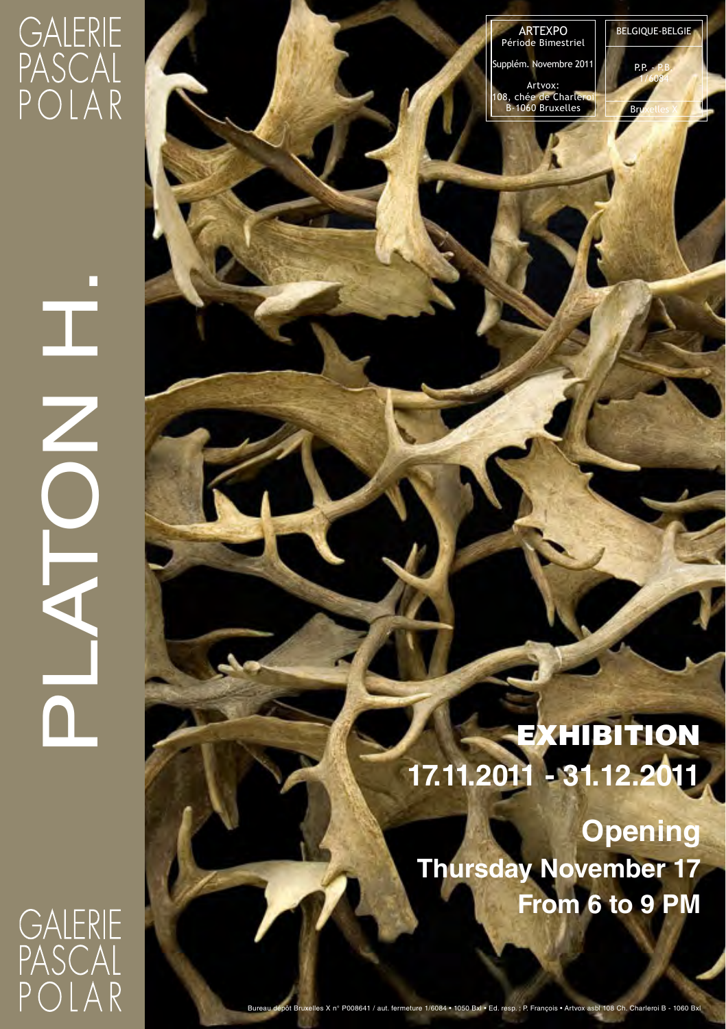GALERIE PASCAL POLAR

# PLATON H.

ARTEXPO
Période Bimestriel
Supplém. Novembre 2011
Artvox:
108, chée de Charleroi
B-1060 Bruxelles

BELGIQUE-BELGIE
P.P. - P.B.
1/6084
Bruxelles X

## EXHIBITION
**17.11.2011 - 31.12.2011**

**Opening**
**Thursday November 17**
**From 6 to 9 PM**

GALERIE PASCAL POLAR

Bureau dépôt Bruxelles X n° P008641 / aut. fermeture 1/6084 • 1050 Bxl • Ed. resp. : P. François • Artvox asbl 108 Ch. Charleroi B - 1060 Bxl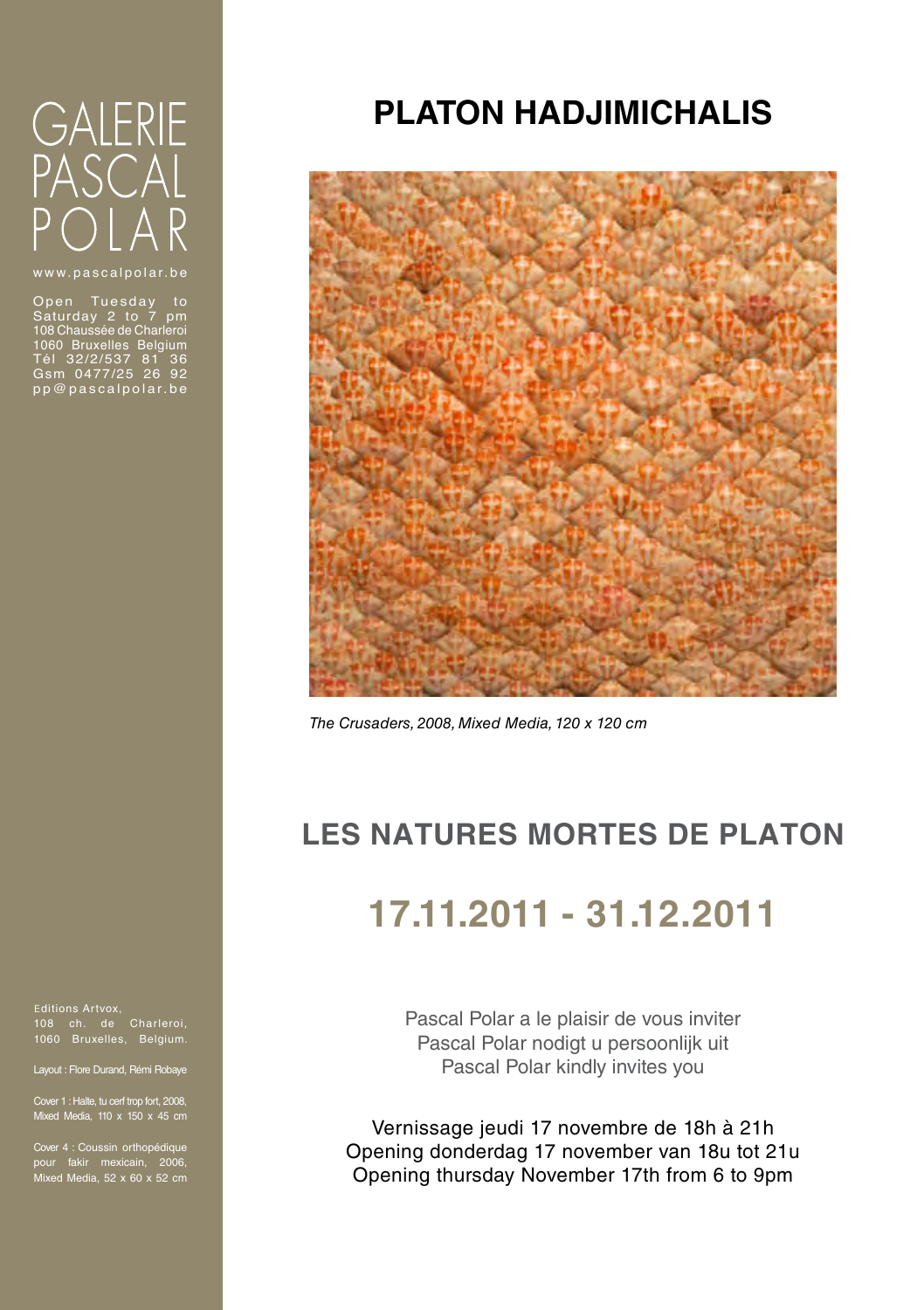# GALERIE PASCAL POLAR

www.pascalpolar.be

Open Tuesday to Saturday 2 to 7 pm
108 Chaussée de Charleroi
1060 Bruxelles Belgium
Tél 32/2/537 81 36
Gsm 0477/25 26 92
pp@pascalpolar.be

# PLATON HADJIMICHALIS

*The Crusaders, 2008, Mixed Media, 120 x 120 cm*

## LES NATURES MORTES DE PLATON

## 17.11.2011 - 31.12.2011

Pascal Polar a le plaisir de vous inviter
Pascal Polar nodigt u persoonlijk uit
Pascal Polar kindly invites you

Vernissage jeudi 17 novembre de 18h à 21h
Opening donderdag 17 november van 18u tot 21u
Opening thursday November 17th from 6 to 9pm

Editions Artvox,
108 ch. de Charleroi,
1060 Bruxelles, Belgium.

Layout : Flore Durand, Rémi Robaye

Cover 1 : Halte, tu cerf trop fort, 2008, Mixed Media, 110 x 150 x 45 cm

Cover 4 : Coussin orthopédique pour fakir mexicain, 2006, Mixed Media, 52 x 60 x 52 cm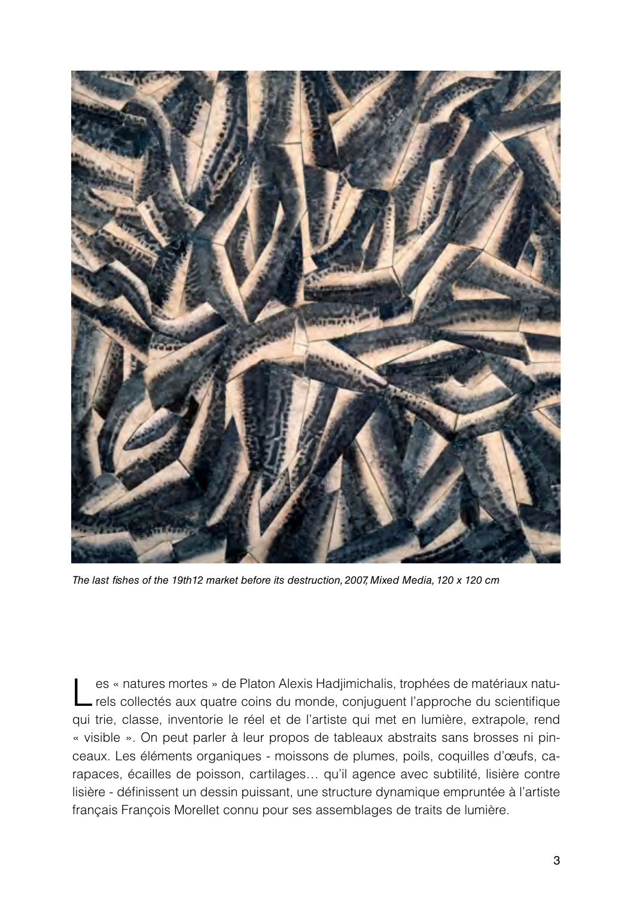*The last fishes of the 19th12 market before its destruction, 2007, Mixed Media, 120 x 120 cm*

Les « natures mortes » de Platon Alexis Hadjimichalis, trophées de matériaux naturels collectés aux quatre coins du monde, conjuguent l'approche du scientifique qui trie, classe, inventorie le réel et de l'artiste qui met en lumière, extrapole, rend « visible ». On peut parler à leur propos de tableaux abstraits sans brosses ni pinceaux. Les éléments organiques - moissons de plumes, poils, coquilles d'œufs, carapaces, écailles de poisson, cartilages… qu'il agence avec subtilité, lisière contre lisière - définissent un dessin puissant, une structure dynamique empruntée à l'artiste français François Morellet connu pour ses assemblages de traits de lumière.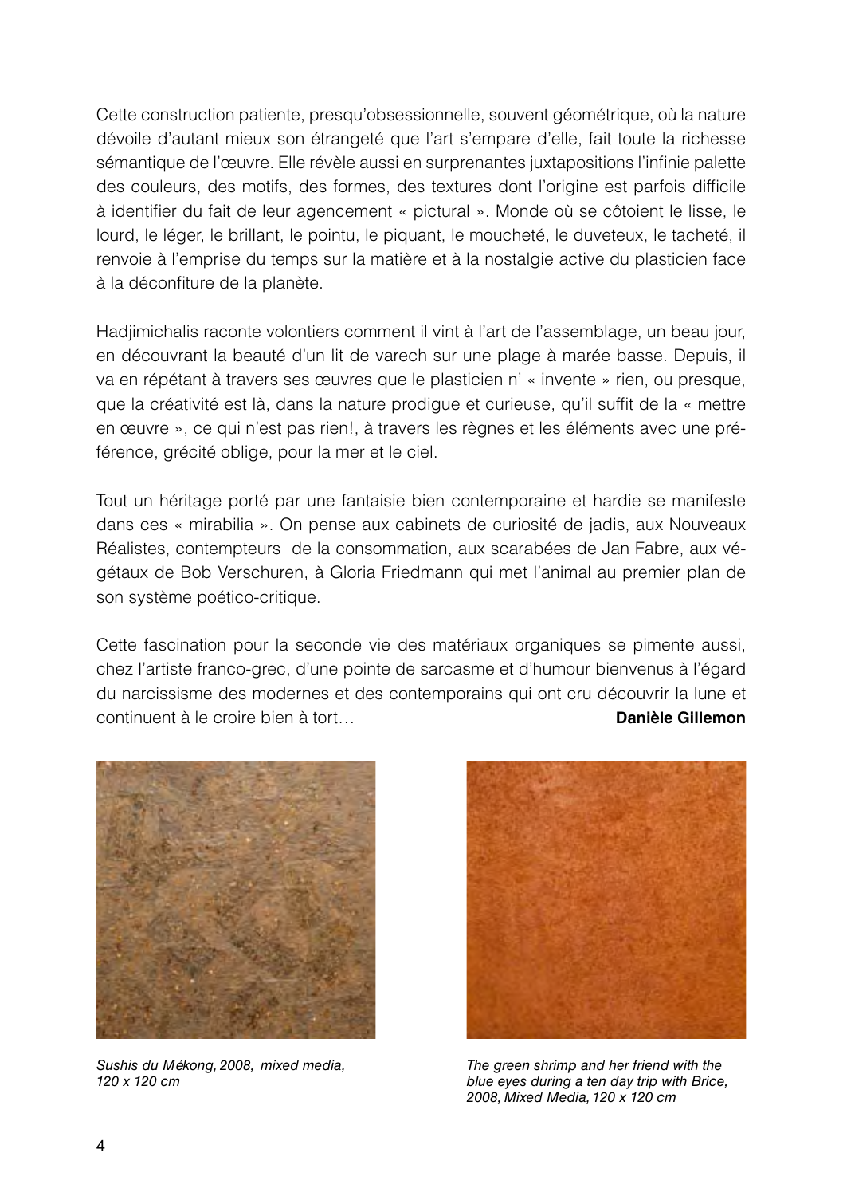Cette construction patiente, presqu'obsessionnelle, souvent géométrique, où la nature dévoile d'autant mieux son étrangeté que l'art s'empare d'elle, fait toute la richesse sémantique de l'œuvre. Elle révèle aussi en surprenantes juxtapositions l'infinie palette des couleurs, des motifs, des formes, des textures dont l'origine est parfois difficile à identifier du fait de leur agencement « pictural ». Monde où se côtoient le lisse, le lourd, le léger, le brillant, le pointu, le piquant, le moucheté, le duveteux, le tacheté, il renvoie à l'emprise du temps sur la matière et à la nostalgie active du plasticien face à la déconfiture de la planète.

Hadjimichalis raconte volontiers comment il vint à l'art de l'assemblage, un beau jour, en découvrant la beauté d'un lit de varech sur une plage à marée basse. Depuis, il va en répétant à travers ses œuvres que le plasticien n' « invente » rien, ou presque, que la créativité est là, dans la nature prodigue et curieuse, qu'il suffit de la « mettre en œuvre », ce qui n'est pas rien!, à travers les règnes et les éléments avec une préférence, grécité oblige, pour la mer et le ciel.

Tout un héritage porté par une fantaisie bien contemporaine et hardie se manifeste dans ces « mirabilia ». On pense aux cabinets de curiosité de jadis, aux Nouveaux Réalistes, contempteurs de la consommation, aux scarabées de Jan Fabre, aux végétaux de Bob Verschuren, à Gloria Friedmann qui met l'animal au premier plan de son système poético-critique.

Cette fascination pour la seconde vie des matériaux organiques se pimente aussi, chez l'artiste franco-grec, d'une pointe de sarcasme et d'humour bienvenus à l'égard du narcissisme des modernes et des contemporains qui ont cru découvrir la lune et continuent à le croire bien à tort…

**Danièle Gillemon**

*Sushis du Mékong, 2008, mixed media, 120 x 120 cm*

*The green shrimp and her friend with the blue eyes during a ten day trip with Brice, 2008, Mixed Media, 120 x 120 cm*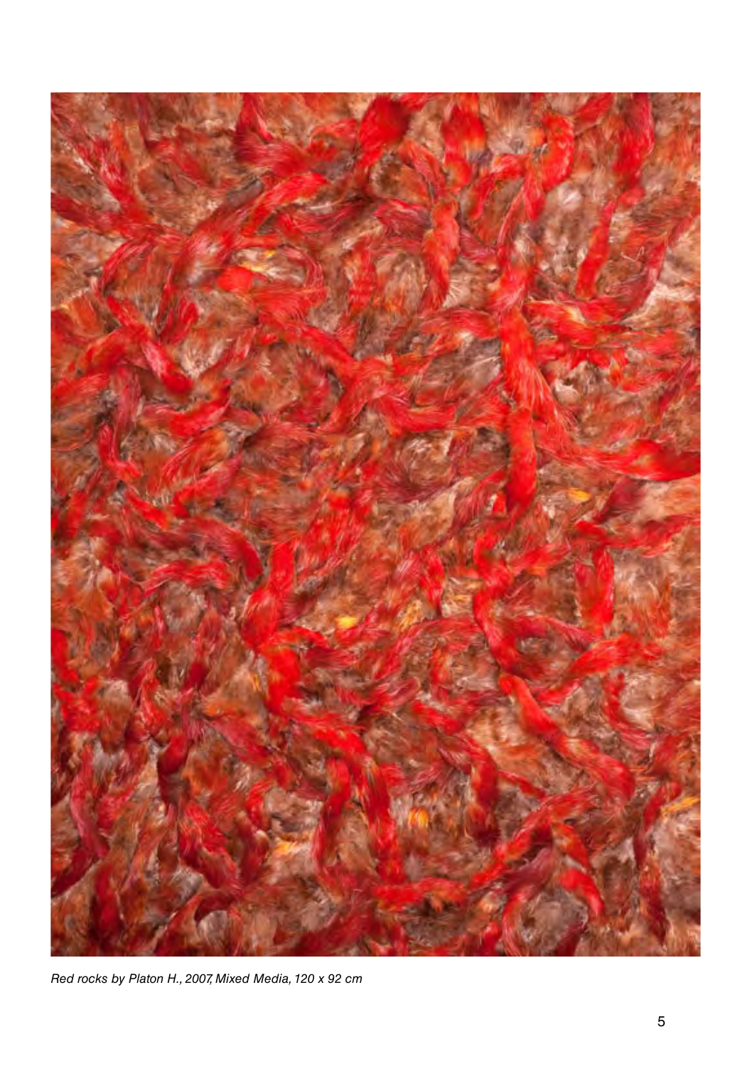*Red rocks by Platon H., 2007, Mixed Media, 120 x 92 cm*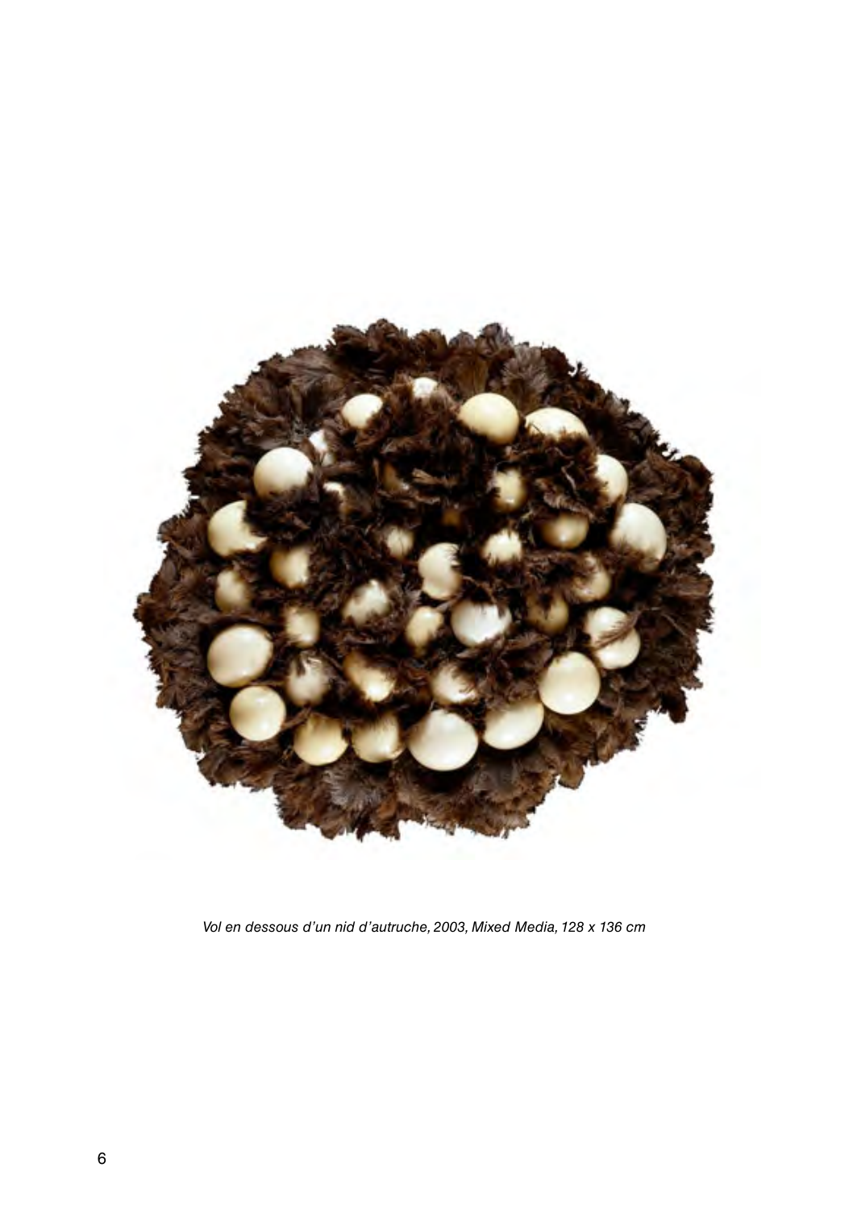*Vol en dessous d'un nid d'autruche, 2003, Mixed Media, 128 x 136 cm*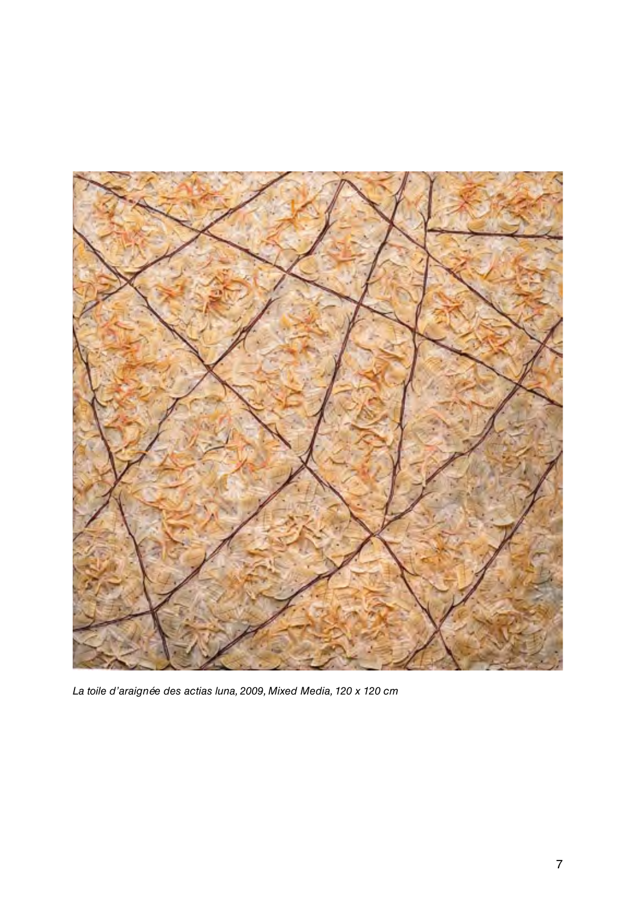*La toile d'araignée des actias luna, 2009, Mixed Media, 120 x 120 cm*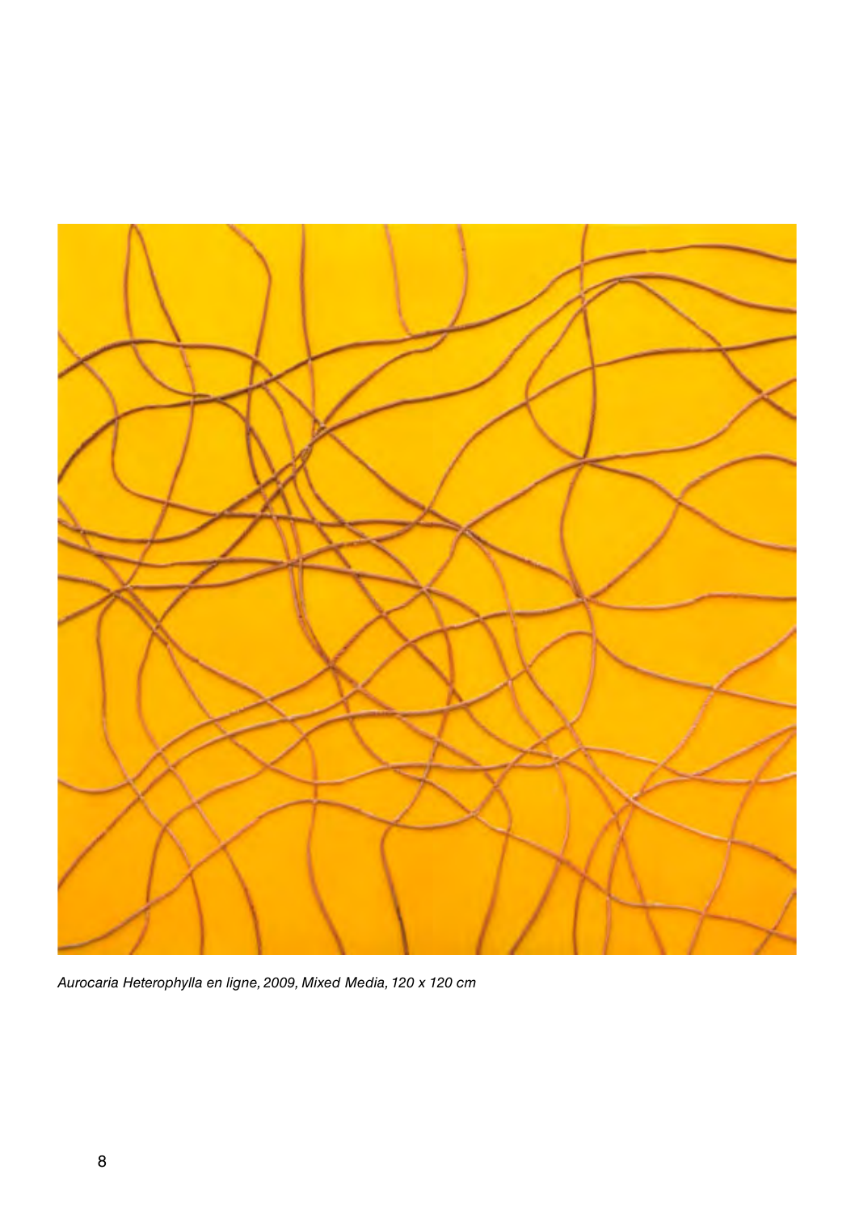*Aurocaria Heterophylla en ligne, 2009, Mixed Media, 120 x 120 cm*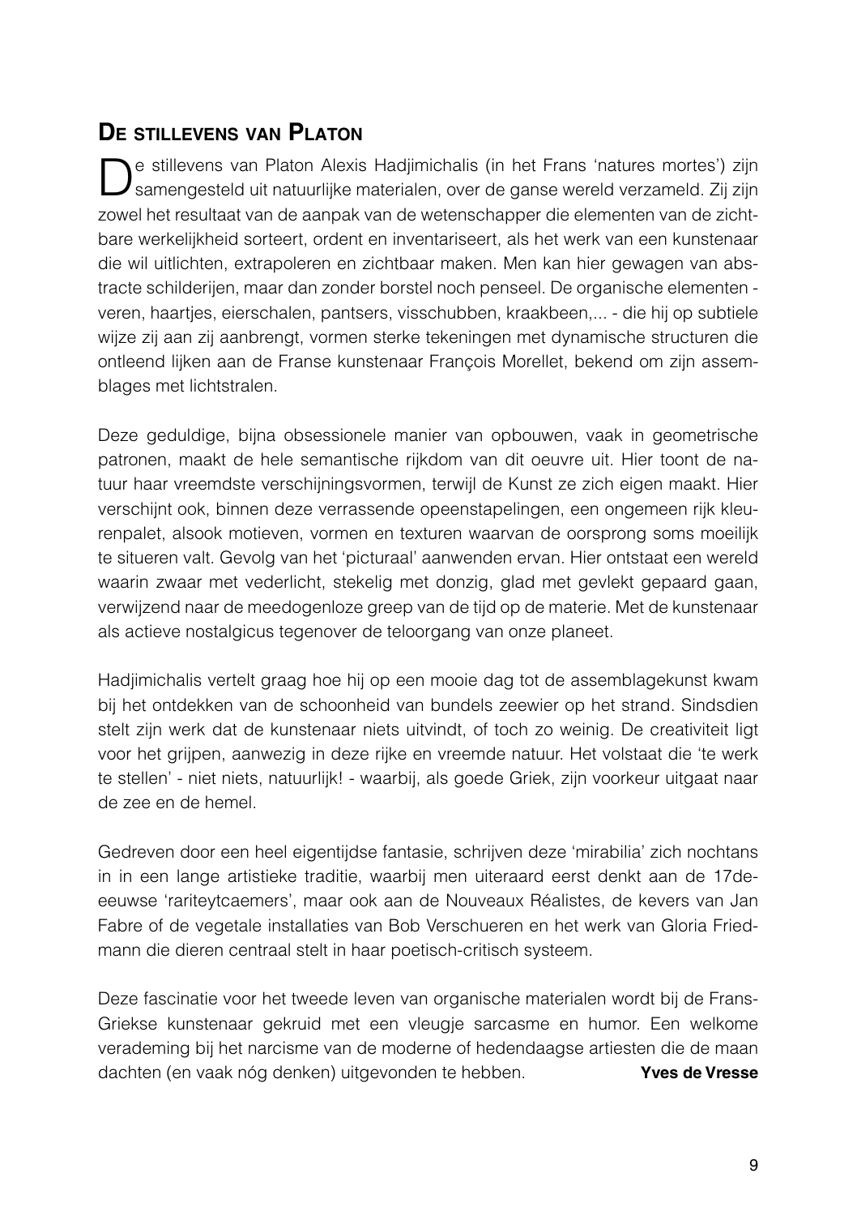## De stillevens van Platon

De stillevens van Platon Alexis Hadjimichalis (in het Frans 'natures mortes') zijn samengesteld uit natuurlijke materialen, over de ganse wereld verzameld. Zij zijn zowel het resultaat van de aanpak van de wetenschapper die elementen van de zichtbare werkelijkheid sorteert, ordent en inventariseert, als het werk van een kunstenaar die wil uitlichten, extrapoleren en zichtbaar maken. Men kan hier gewagen van abstracte schilderijen, maar dan zonder borstel noch penseel. De organische elementen - veren, haartjes, eierschalen, pantsers, visschubben, kraakbeen,... - die hij op subtiele wijze zij aan zij aanbrengt, vormen sterke tekeningen met dynamische structuren die ontleend lijken aan de Franse kunstenaar François Morellet, bekend om zijn assemblages met lichtstralen.

Deze geduldige, bijna obsessionele manier van opbouwen, vaak in geometrische patronen, maakt de hele semantische rijkdom van dit oeuvre uit. Hier toont de natuur haar vreemdste verschijningsvormen, terwijl de Kunst ze zich eigen maakt. Hier verschijnt ook, binnen deze verrassende opeenstapelingen, een ongemeen rijk kleurenpalet, alsook motieven, vormen en texturen waarvan de oorsprong soms moeilijk te situeren valt. Gevolg van het 'picturaal' aanwenden ervan. Hier ontstaat een wereld waarin zwaar met vederlicht, stekelig met donzig, glad met gevlekt gepaard gaan, verwijzend naar de meedogenloze greep van de tijd op de materie. Met de kunstenaar als actieve nostalgicus tegenover de teloorgang van onze planeet.

Hadjimichalis vertelt graag hoe hij op een mooie dag tot de assemblagekunst kwam bij het ontdekken van de schoonheid van bundels zeewier op het strand. Sindsdien stelt zijn werk dat de kunstenaar niets uitvindt, of toch zo weinig. De creativiteit ligt voor het grijpen, aanwezig in deze rijke en vreemde natuur. Het volstaat die 'te werk te stellen' - niet niets, natuurlijk! - waarbij, als goede Griek, zijn voorkeur uitgaat naar de zee en de hemel.

Gedreven door een heel eigentijdse fantasie, schrijven deze 'mirabilia' zich nochtans in in een lange artistieke traditie, waarbij men uiteraard eerst denkt aan de 17de-eeuwse 'rariteytcaemers', maar ook aan de Nouveaux Réalistes, de kevers van Jan Fabre of de vegetale installaties van Bob Verschueren en het werk van Gloria Friedmann die dieren centraal stelt in haar poetisch-critisch systeem.

Deze fascinatie voor het tweede leven van organische materialen wordt bij de Frans-Griekse kunstenaar gekruid met een vleugje sarcasme en humor. Een welkome verademing bij het narcisme van de moderne of hedendaagse artiesten die de maan dachten (en vaak nóg denken) uitgevonden te hebben.

**Yves de Vresse**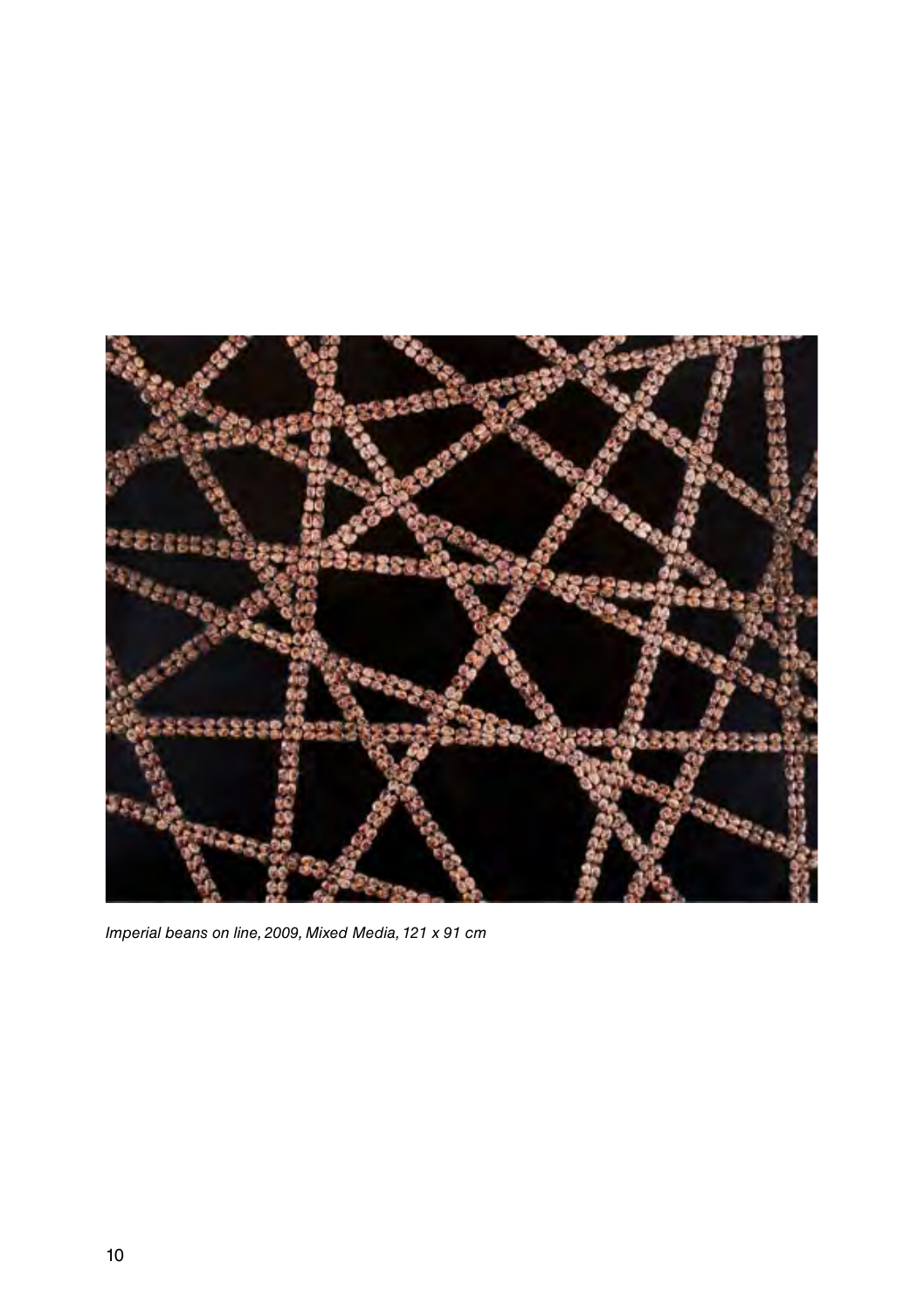*Imperial beans on line, 2009, Mixed Media, 121 x 91 cm*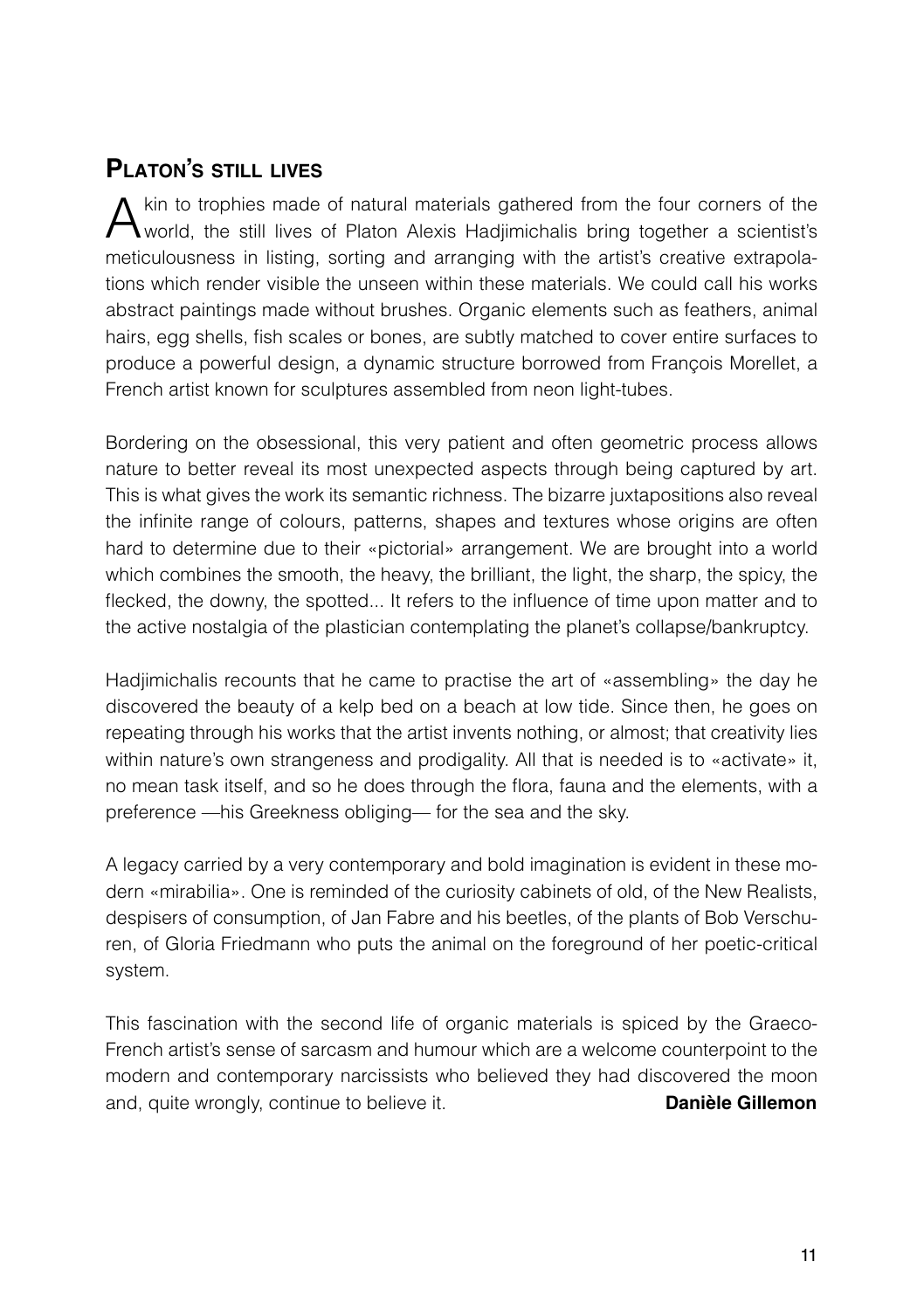## Platon's still lives

Akin to trophies made of natural materials gathered from the four corners of the world, the still lives of Platon Alexis Hadjimichalis bring together a scientist's meticulousness in listing, sorting and arranging with the artist's creative extrapolations which render visible the unseen within these materials. We could call his works abstract paintings made without brushes. Organic elements such as feathers, animal hairs, egg shells, fish scales or bones, are subtly matched to cover entire surfaces to produce a powerful design, a dynamic structure borrowed from François Morellet, a French artist known for sculptures assembled from neon light-tubes.

Bordering on the obsessional, this very patient and often geometric process allows nature to better reveal its most unexpected aspects through being captured by art. This is what gives the work its semantic richness. The bizarre juxtapositions also reveal the infinite range of colours, patterns, shapes and textures whose origins are often hard to determine due to their «pictorial» arrangement. We are brought into a world which combines the smooth, the heavy, the brilliant, the light, the sharp, the spicy, the flecked, the downy, the spotted... It refers to the influence of time upon matter and to the active nostalgia of the plastician contemplating the planet's collapse/bankruptcy.

Hadjimichalis recounts that he came to practise the art of «assembling» the day he discovered the beauty of a kelp bed on a beach at low tide. Since then, he goes on repeating through his works that the artist invents nothing, or almost; that creativity lies within nature's own strangeness and prodigality. All that is needed is to «activate» it, no mean task itself, and so he does through the flora, fauna and the elements, with a preference —his Greekness obliging— for the sea and the sky.

A legacy carried by a very contemporary and bold imagination is evident in these modern «mirabilia». One is reminded of the curiosity cabinets of old, of the New Realists, despisers of consumption, of Jan Fabre and his beetles, of the plants of Bob Verschuren, of Gloria Friedmann who puts the animal on the foreground of her poetic-critical system.

This fascination with the second life of organic materials is spiced by the Graeco-French artist's sense of sarcasm and humour which are a welcome counterpoint to the modern and contemporary narcissists who believed they had discovered the moon and, quite wrongly, continue to believe it.

**Danièle Gillemon**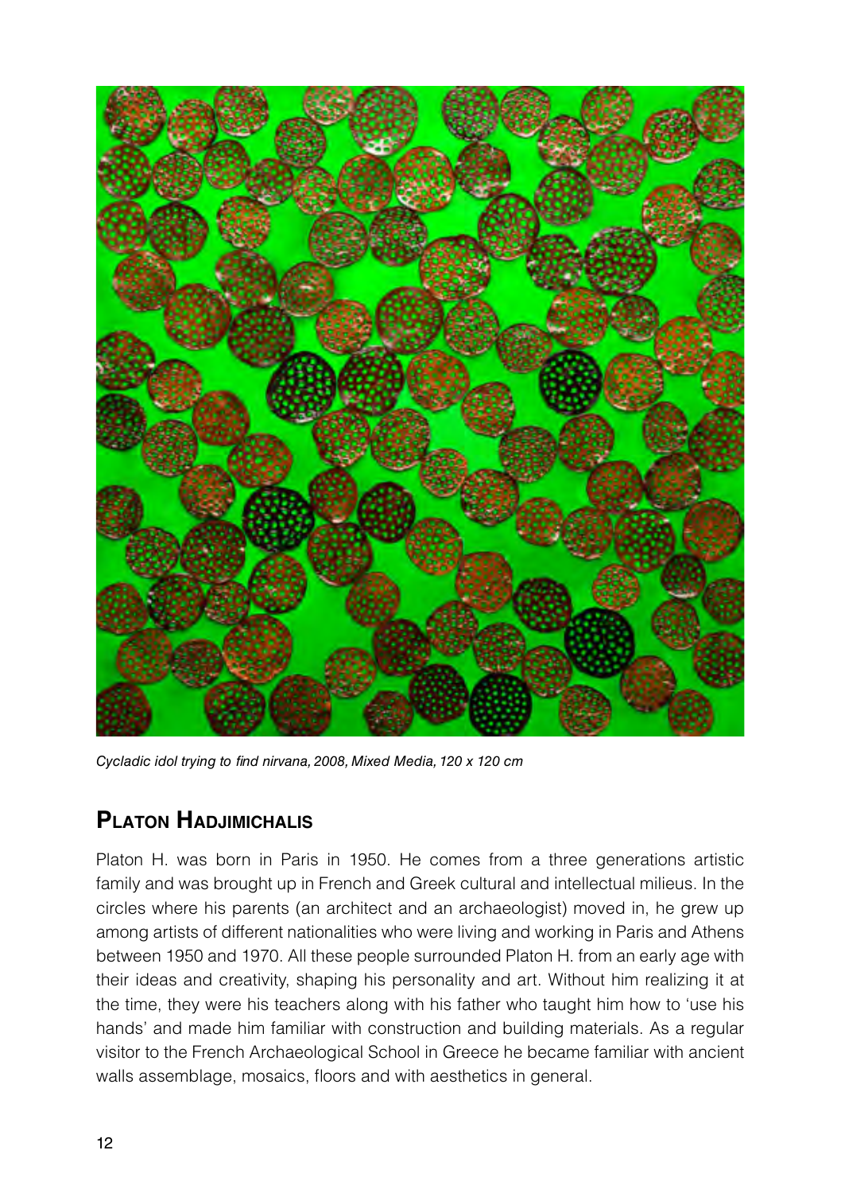*Cycladic idol trying to find nirvana, 2008, Mixed Media, 120 x 120 cm*

## Platon Hadjimichalis

Platon H. was born in Paris in 1950. He comes from a three generations artistic family and was brought up in French and Greek cultural and intellectual milieus. In the circles where his parents (an architect and an archaeologist) moved in, he grew up among artists of different nationalities who were living and working in Paris and Athens between 1950 and 1970. All these people surrounded Platon H. from an early age with their ideas and creativity, shaping his personality and art. Without him realizing it at the time, they were his teachers along with his father who taught him how to 'use his hands' and made him familiar with construction and building materials. As a regular visitor to the French Archaeological School in Greece he became familiar with ancient walls assemblage, mosaics, floors and with aesthetics in general.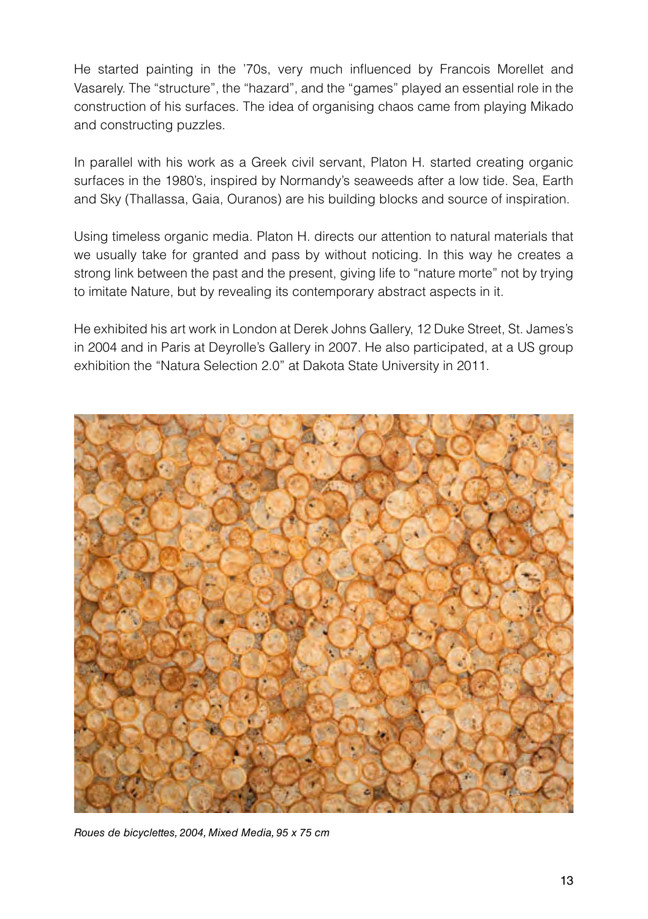He started painting in the ’70s, very much influenced by Francois Morellet and Vasarely. The “structure”, the “hazard”, and the “games” played an essential role in the construction of his surfaces. The idea of organising chaos came from playing Mikado and constructing puzzles.

In parallel with his work as a Greek civil servant, Platon H. started creating organic surfaces in the 1980’s, inspired by Normandy’s seaweeds after a low tide. Sea, Earth and Sky (Thallassa, Gaia, Ouranos) are his building blocks and source of inspiration.

Using timeless organic media. Platon H. directs our attention to natural materials that we usually take for granted and pass by without noticing. In this way he creates a strong link between the past and the present, giving life to “nature morte” not by trying to imitate Nature, but by revealing its contemporary abstract aspects in it.

He exhibited his art work in London at Derek Johns Gallery, 12 Duke Street, St. James’s in 2004 and in Paris at Deyrolle’s Gallery in 2007. He also participated, at a US group exhibition the “Natura Selection 2.0” at Dakota State University in 2011.

*Roues de bicyclettes, 2004, Mixed Media, 95 x 75 cm*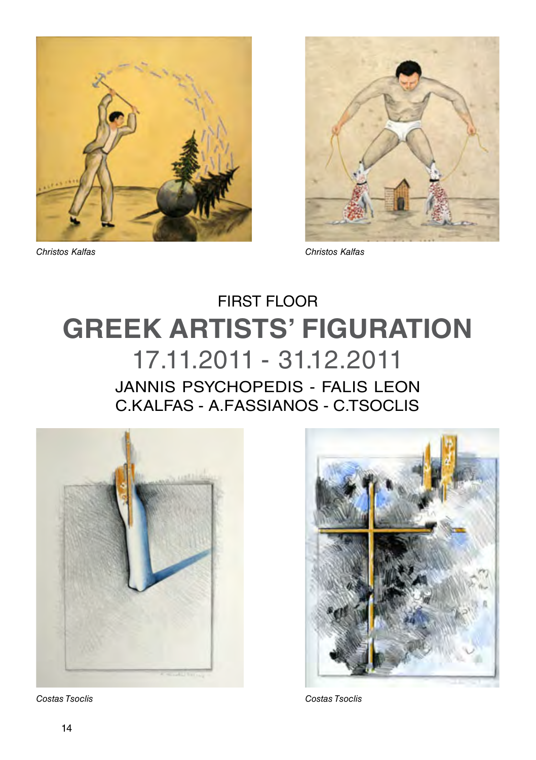*Christos Kalfas*

*Christos Kalfas*

## FIRST FLOOR

# GREEK ARTISTS' FIGURATION

## 17.11.2011 - 31.12.2011

### JANNIS PSYCHOPEDIS - FALIS LEON
### C.KALFAS - A.FASSIANOS - C.TSOCLIS

*Costas Tsoclis*

*Costas Tsoclis*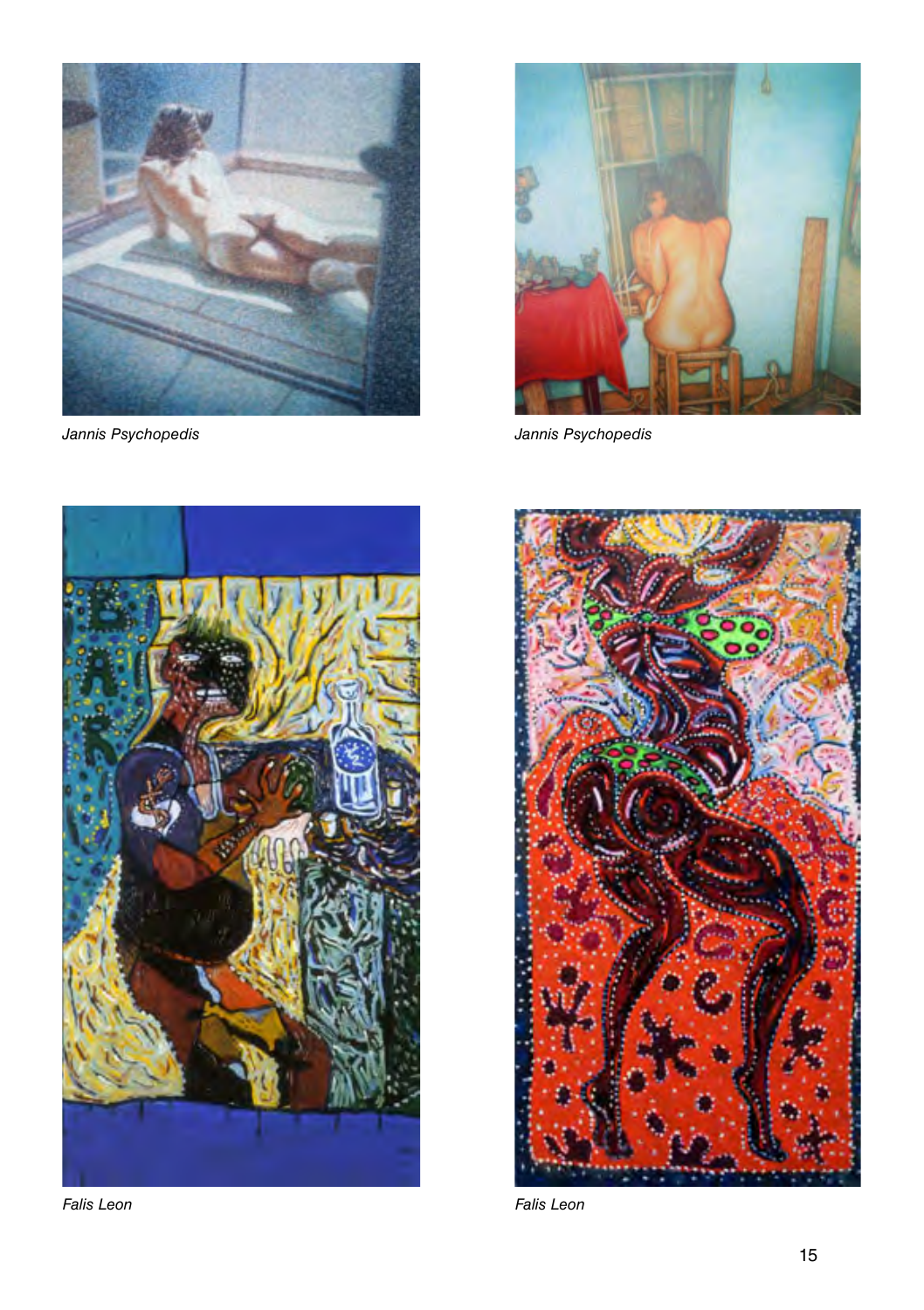*Jannis Psychopedis*

*Jannis Psychopedis*

*Falis Leon*

*Falis Leon*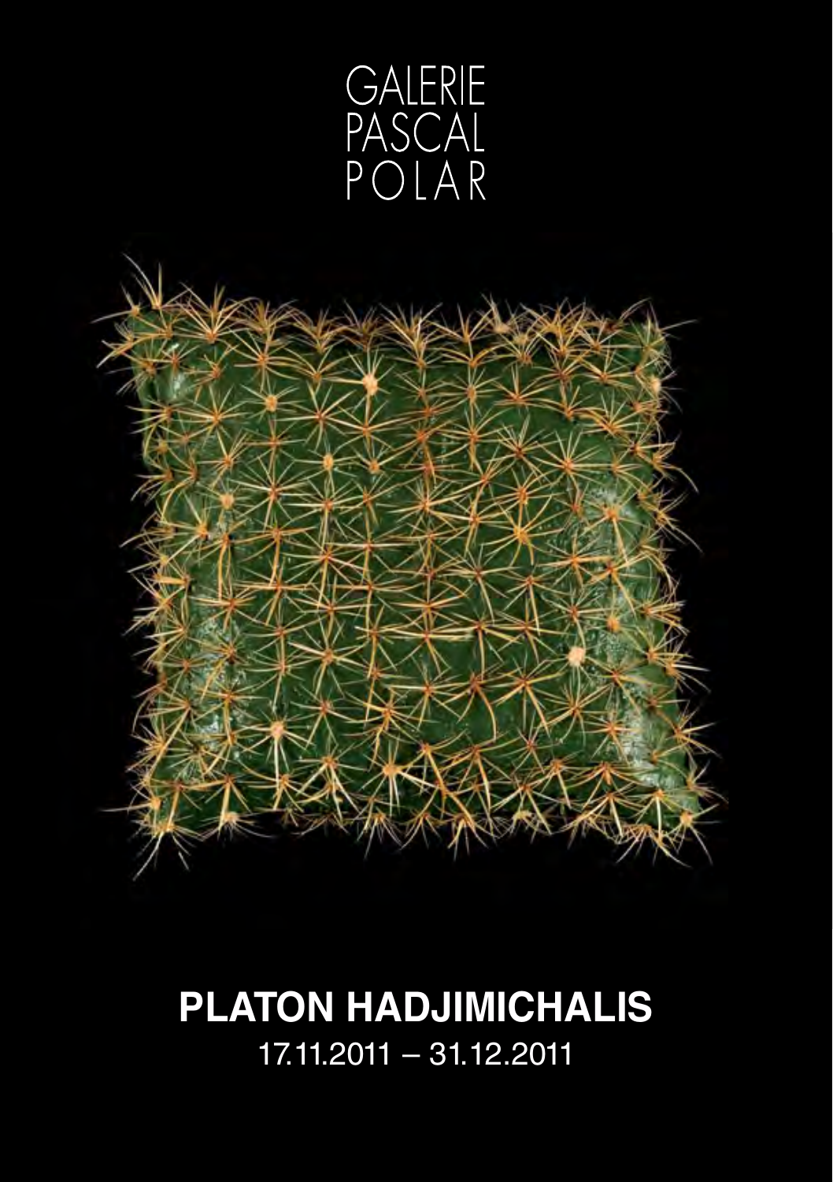GALERIE
PASCAL
POLAR

**PLATON HADJIMICHALIS**

17.11.2011 – 31.12.2011